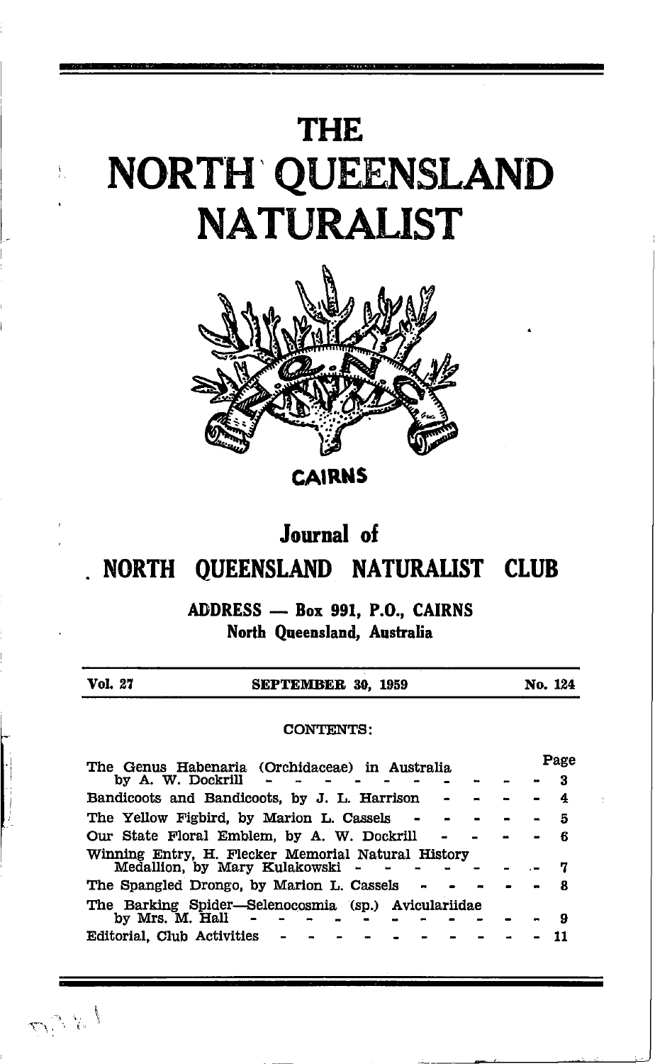# THE NORTH QUEENSLAND NATURALIST

CAIRNS

## Journal of

## NORTH QUEENSLAND NATURALIST CLUB

**ADDRESS — Box 991, P.O., CAIRNS**
**North Queensland, Australia**

| Vol. 27 | SEPTEMBER 30, 1959 | No. 124 |
|---|---|---|

CONTENTS:

| | Page |
|---|---|
| The Genus Habenaria (Orchidaceae) in Australia by A. W. Dockrill | 3 |
| Bandicoots and Bandicoots, by J. L. Harrison | 4 |
| The Yellow Figbird, by Marion L. Cassels | 5 |
| Our State Floral Emblem, by A. W. Dockrill | 6 |
| Winning Entry, H. Flecker Memorial Natural History Medallion, by Mary Kulakowski | 7 |
| The Spangled Drongo, by Marion L. Cassels | 8 |
| The Barking Spider—Selenocosmia (sp.) Aviculariidae by Mrs. M. Hall | 9 |
| Editorial, Club Activities | 11 |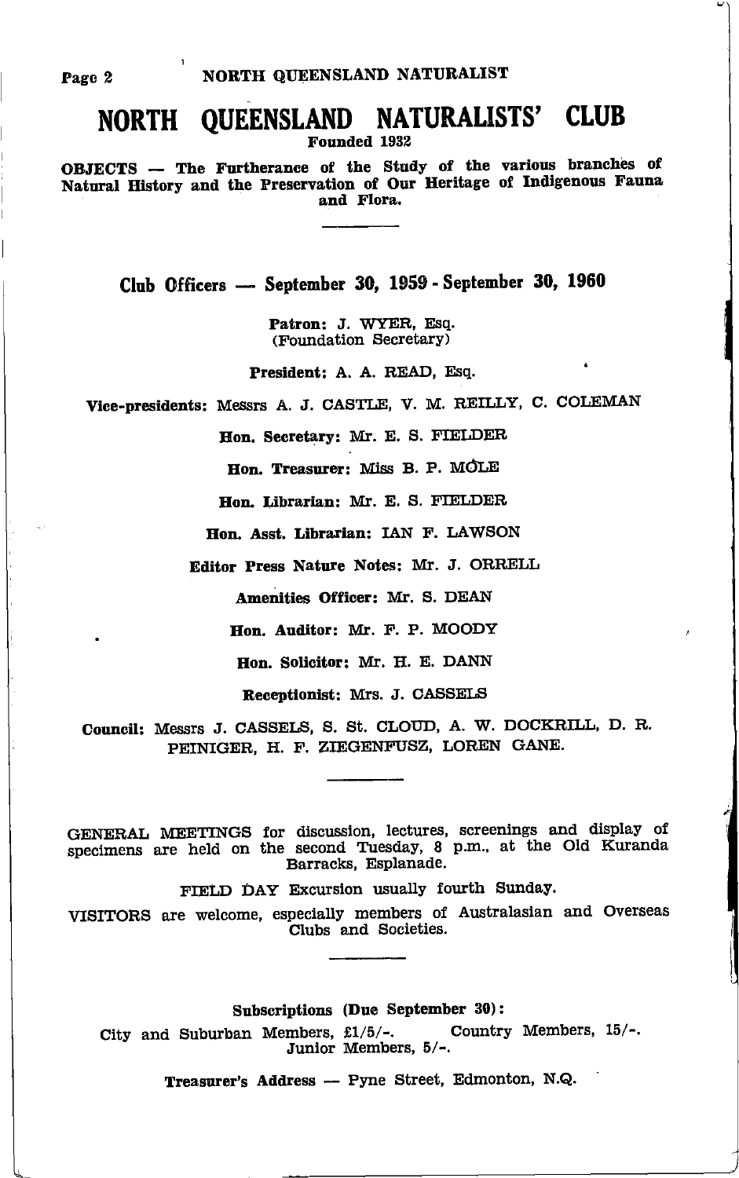# NORTH QUEENSLAND NATURALISTS' CLUB

**Founded 1932**

**OBJECTS — The Furtherance of the Study of the various branches of Natural History and the Preservation of Our Heritage of Indigenous Fauna and Flora.**

---

## Club Officers — September 30, 1959 - September 30, 1960

**Patron:** J. WYER, Esq. (Foundation Secretary)

**President:** A. A. READ, Esq.

**Vice-presidents:** Messrs A. J. CASTLE, V. M. REILLY, C. COLEMAN

**Hon. Secretary:** Mr. E. S. FIELDER

**Hon. Treasurer:** Miss B. P. MOLE

**Hon. Librarian:** Mr. E. S. FIELDER

**Hon. Asst. Librarian:** IAN F. LAWSON

**Editor Press Nature Notes:** Mr. J. ORRELL

**Amenities Officer:** Mr. S. DEAN

**Hon. Auditor:** Mr. F. P. MOODY

**Hon. Solicitor:** Mr. H. E. DANN

**Receptionist:** Mrs. J. CASSELS

**Council:** Messrs J. CASSELS, S. St. CLOUD, A. W. DOCKRILL, D. R. PEINIGER, H. F. ZIEGENFUSZ, LOREN GANE.

---

GENERAL MEETINGS for discussion, lectures, screenings and display of specimens are held on the second Tuesday, 8 p.m., at the Old Kuranda Barracks, Esplanade.

FIELD DAY Excursion usually fourth Sunday.

VISITORS are welcome, especially members of Australasian and Overseas Clubs and Societies.

---

**Subscriptions (Due September 30):**

City and Suburban Members, £1/5/-. Country Members, 15/-. Junior Members, 5/-.

**Treasurer's Address — Pyne Street, Edmonton, N.Q.**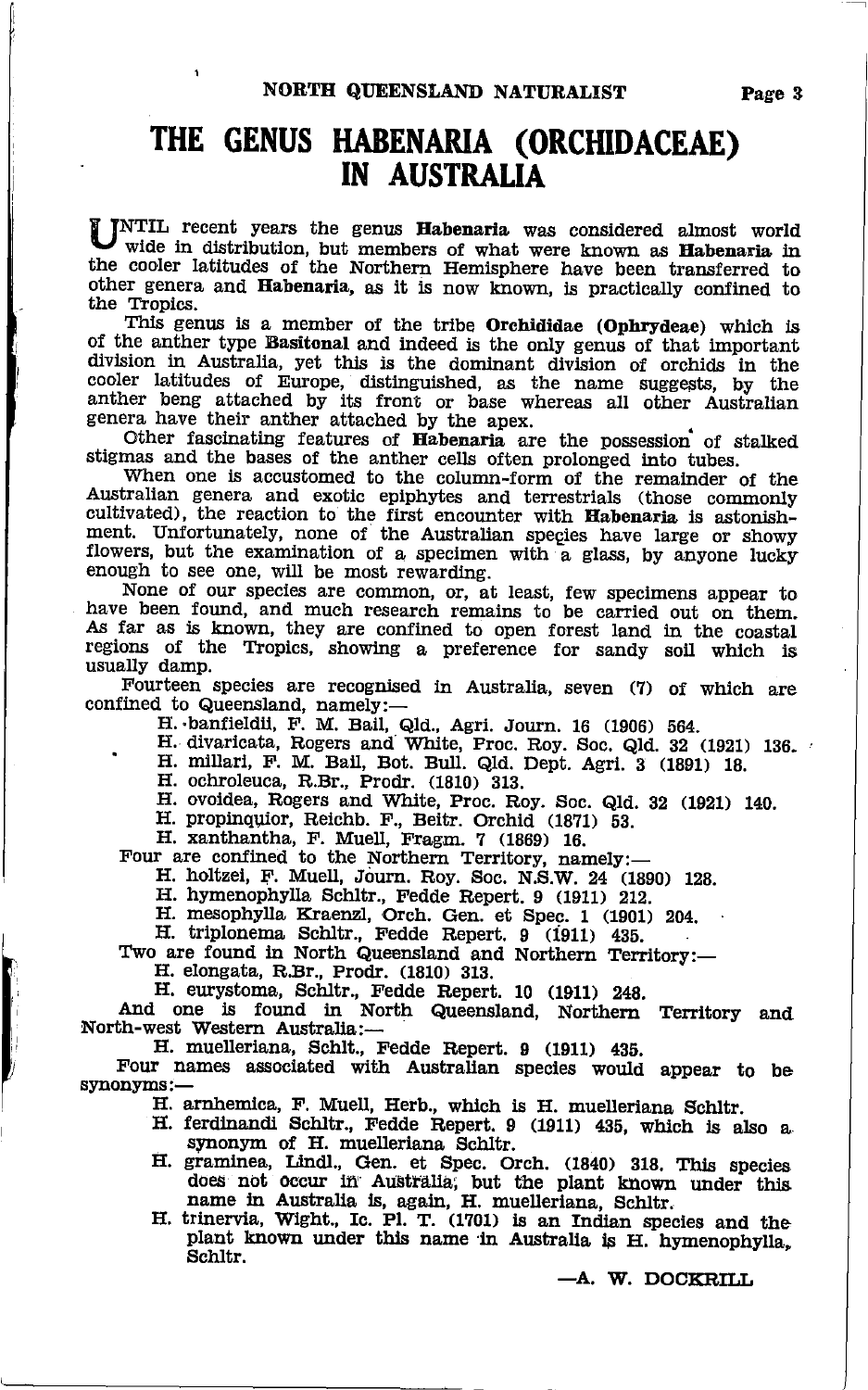# THE GENUS HABENARIA (ORCHIDACEAE) IN AUSTRALIA

UNTIL recent years the genus **Habenaria** was considered almost world wide in distribution, but members of what were known as **Habenaria** in the cooler latitudes of the Northern Hemisphere have been transferred to other genera and **Habenaria**, as it is now known, is practically confined to the Tropics.

This genus is a member of the tribe **Orchididae (Ophrydeae)** which is of the anther type **Basitonal** and indeed is the only genus of that important division in Australia, yet this is the dominant division of orchids in the cooler latitudes of Europe, distinguished, as the name suggests, by the anther beng attached by its front or base whereas all other Australian genera have their anther attached by the apex.

Other fascinating features of **Habenaria** are the possession of stalked stigmas and the bases of the anther cells often prolonged into tubes.

When one is accustomed to the column-form of the remainder of the Australian genera and exotic epiphytes and terrestrials (those commonly cultivated), the reaction to the first encounter with **Habenaria** is astonishment. Unfortunately, none of the Australian species have large or showy flowers, but the examination of a specimen with a glass, by anyone lucky enough to see one, will be most rewarding.

None of our species are common, or, at least, few specimens appear to have been found, and much research remains to be carried out on them. As far as is known, they are confined to open forest land in the coastal regions of the Tropics, showing a preference for sandy soil which is usually damp.

Fourteen species are recognised in Australia, seven (7) of which are confined to Queensland, namely:—

- H. banfieldii, F. M. Bail, Qld., Agri. Journ. 16 (1906) 564.
- H. divaricata, Rogers and White, Proc. Roy. Soc. Qld. 32 (1921) 136.
- H. millari, F. M. Bail, Bot. Bull. Qld. Dept. Agri. 3 (1891) 18.
- H. ochroleuca, R.Br., Prodr. (1810) 313.
- H. ovoidea, Rogers and White, Proc. Roy. Soc. Qld. 32 (1921) 140.
- H. propinquior, Reichb. F., Beitr. Orchid (1871) 53.
- H. xanthantha, F. Muell, Fragm. 7 (1869) 16.

Four are confined to the Northern Territory, namely:—

- H. holtzei, F. Muell, Journ. Roy. Soc. N.S.W. 24 (1890) 128.
- H. hymenophylla Schltr., Fedde Repert. 9 (1911) 212.
- H. mesophylla Kraenzl, Orch. Gen. et Spec. 1 (1901) 204.
- H. triplonema Schltr., Fedde Repert. 9 (1911) 435.

Two are found in North Queensland and Northern Territory:—

- H. elongata, R.Br., Prodr. (1810) 313.
- H. eurystoma, Schltr., Fedde Repert. 10 (1911) 248.

And one is found in North Queensland, Northern Territory and North-west Western Australia:—

- H. muelleriana, Schlt., Fedde Repert. 9 (1911) 435.

Four names associated with Australian species would appear to be synonyms:—

- H. arnhemica, F. Muell, Herb., which is H. muelleriana Schltr.
- H. ferdinandi Schltr., Fedde Repert. 9 (1911) 435, which is also a synonym of H. muelleriana Schltr.
- H. graminea, Lindl., Gen. et Spec. Orch. (1840) 318. This species does not occur in Australia, but the plant known under this name in Australia is, again, H. muelleriana, Schltr.
- H. trinervia, Wight., Ic. Pl. T. (1701) is an Indian species and the plant known under this name in Australia is H. hymenophylla, Schltr.

—A. W. DOCKRILL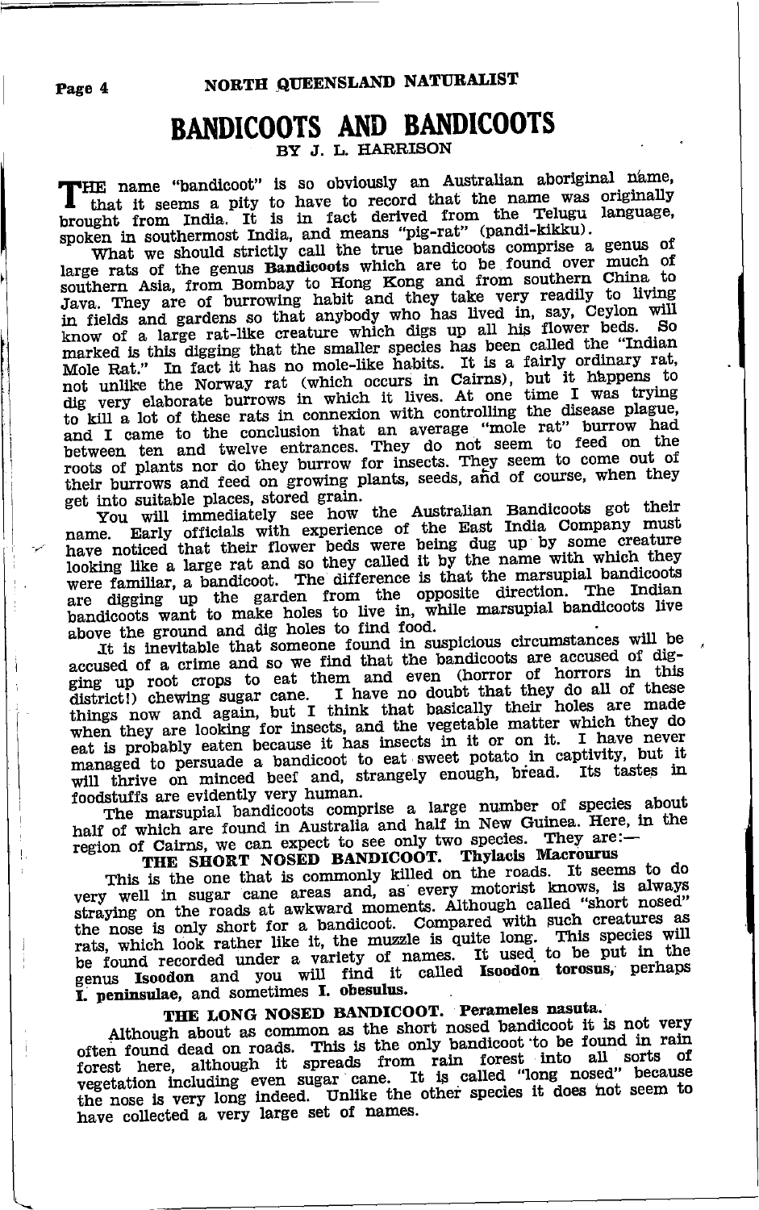# BANDICOOTS AND BANDICOOTS

BY J. L. HARRISON

THE name "bandicoot" is so obviously an Australian aboriginal name, that it seems a pity to have to record that the name was originally brought from India. It is in fact derived from the Telugu language, spoken in southermost India, and means "pig-rat" (pandi-kikku).

What we should strictly call the true bandicoots comprise a genus of large rats of the genus **Bandicoots** which are to be found over much of southern Asia, from Bombay to Hong Kong and from southern China to Java. They are of burrowing habit and they take very readily to living in fields and gardens so that anybody who has lived in, say, Ceylon will know of a large rat-like creature which digs up all his flower beds. So marked is this digging that the smaller species has been called the "Indian Mole Rat." In fact it has no mole-like habits. It is a fairly ordinary rat, not unlike the Norway rat (which occurs in Cairns), but it happens to dig very elaborate burrows in which it lives. At one time I was trying to kill a lot of these rats in connexion with controlling the disease plague, and I came to the conclusion that an average "mole rat" burrow had between ten and twelve entrances. They do not seem to feed on the roots of plants nor do they burrow for insects. They seem to come out of their burrows and feed on growing plants, seeds, and of course, when they get into suitable places, stored grain.

You will immediately see how the Australian Bandicoots got their name. Early officials with experience of the East India Company must have noticed that their flower beds were being dug up by some creature looking like a large rat and so they called it by the name with which they were familiar, a bandicoot. The difference is that the marsupial bandicoots are digging up the garden from the opposite direction. The Indian bandicoots want to make holes to live in, while marsupial bandicoots live above the ground and dig holes to find food.

It is inevitable that someone found in suspicious circumstances will be accused of a crime and so we find that the bandicoots are accused of digging up root crops to eat them and even (horror of horrors in this district!) chewing sugar cane. I have no doubt that they do all of these things now and again, but I think that basically their holes are made when they are looking for insects, and the vegetable matter which they do eat is probably eaten because it has insects in it or on it. I have never managed to persuade a bandicoot to eat sweet potato in captivity, but it will thrive on minced beef and, strangely enough, bread. Its tastes in foodstuffs are evidently very human.

The marsupial bandicoots comprise a large number of species about half of which are found in Australia and half in New Guinea. Here, in the region of Cairns, we can expect to see only two species. They are:—

### THE SHORT NOSED BANDICOOT. Thylacis Macrourus

This is the one that is commonly killed on the roads. It seems to do very well in sugar cane areas and, as every motorist knows, is always straying on the roads at awkward moments. Although called "short nosed" the nose is only short for a bandicoot. Compared with such creatures as rats, which look rather like it, the muzzle is quite long. This species will be found recorded under a variety of names. It used to be put in the genus **Isoodon** and you will find it called **Isoodon torosus,** perhaps **I. peninsulae,** and sometimes **I. obesulus.**

### THE LONG NOSED BANDICOOT. Perameles nasuta.

Although about as common as the short nosed bandicoot it is not very often found dead on roads. This is the only bandicoot to be found in rain forest here, although it spreads from rain forest into all sorts of vegetation including even sugar cane. It is called "long nosed" because the nose is very long indeed. Unlike the other species it does not seem to have collected a very large set of names.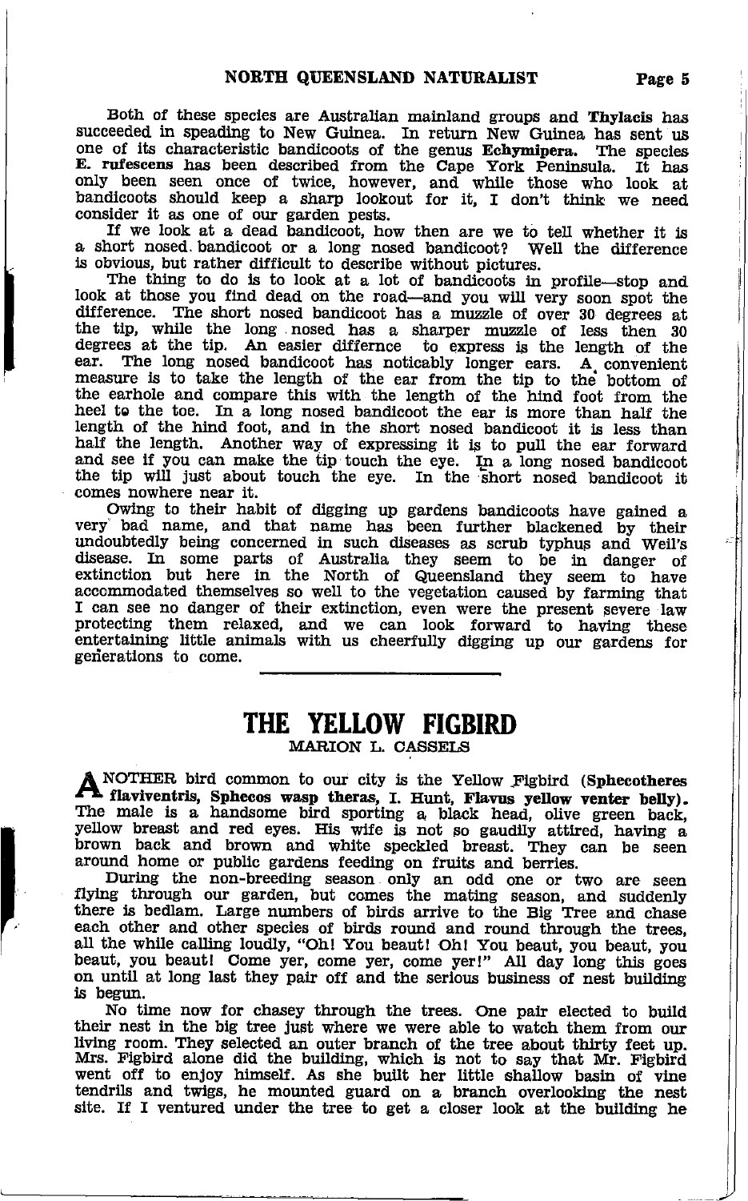Both of these species are Australian mainland groups and **Thylacis** has succeeded in speading to New Guinea. In return New Guinea has sent us one of its characteristic bandicoots of the genus **Echymipera.** The species **E. rufescens** has been described from the Cape York Peninsula. It has only been seen once of twice, however, and while those who look at bandicoots should keep a sharp lookout for it, I don't think we need consider it as one of our garden pests.

If we look at a dead bandicoot, how then are we to tell whether it is a short nosed bandicoot or a long nosed bandicoot? Well the difference is obvious, but rather difficult to describe without pictures.

The thing to do is to look at a lot of bandicoots in profile—stop and look at those you find dead on the road—and you will very soon spot the difference. The short nosed bandicoot has a muzzle of over 30 degrees at the tip, while the long nosed has a sharper muzzle of less then 30 degrees at the tip. An easier differnce to express is the length of the ear. The long nosed bandicoot has noticably longer ears. A convenient measure is to take the length of the ear from the tip to the bottom of the earhole and compare this with the length of the hind foot from the heel to the toe. In a long nosed bandicoot the ear is more than half the length of the hind foot, and in the short nosed bandicoot it is less than half the length. Another way of expressing it is to pull the ear forward and see if you can make the tip touch the eye. In a long nosed bandicoot the tip will just about touch the eye. In the short nosed bandicoot it comes nowhere near it.

Owing to their habit of digging up gardens bandicoots have gained a very bad name, and that name has been further blackened by their undoubtedly being concerned in such diseases as scrub typhus and Weil's disease. In some parts of Australia they seem to be in danger of extinction but here in the North of Queensland they seem to have accommodated themselves so well to the vegetation caused by farming that I can see no danger of their extinction, even were the present severe law protecting them relaxed, and we can look forward to having these entertaining little animals with us cheerfully digging up our gardens for generations to come.

# THE YELLOW FIGBIRD

MARION L. CASSELS

ANOTHER bird common to our city is the Yellow Figbird (**Sphecotheres flaviventris, Sphecos wasp theras, I. Hunt, Flavus yellow venter belly).** The male is a handsome bird sporting a black head, olive green back, yellow breast and red eyes. His wife is not so gaudily attired, having a brown back and brown and white speckled breast. They can be seen around home or public gardens feeding on fruits and berries.

During the non-breeding season only an odd one or two are seen flying through our garden, but comes the mating season, and suddenly there is bedlam. Large numbers of birds arrive to the Big Tree and chase each other and other species of birds round and round through the trees, all the while calling loudly, "Oh! You beaut! Oh! You beaut, you beaut, you beaut, you beaut! Come yer, come yer, come yer!" All day long this goes on until at long last they pair off and the serious business of nest building is begun.

No time now for chasey through the trees. One pair elected to build their nest in the big tree just where we were able to watch them from our living room. They selected an outer branch of the tree about thirty feet up. Mrs. Figbird alone did the building, which is not to say that Mr. Figbird went off to enjoy himself. As she built her little shallow basin of vine tendrils and twigs, he mounted guard on a branch overlooking the nest site. If I ventured under the tree to get a closer look at the building he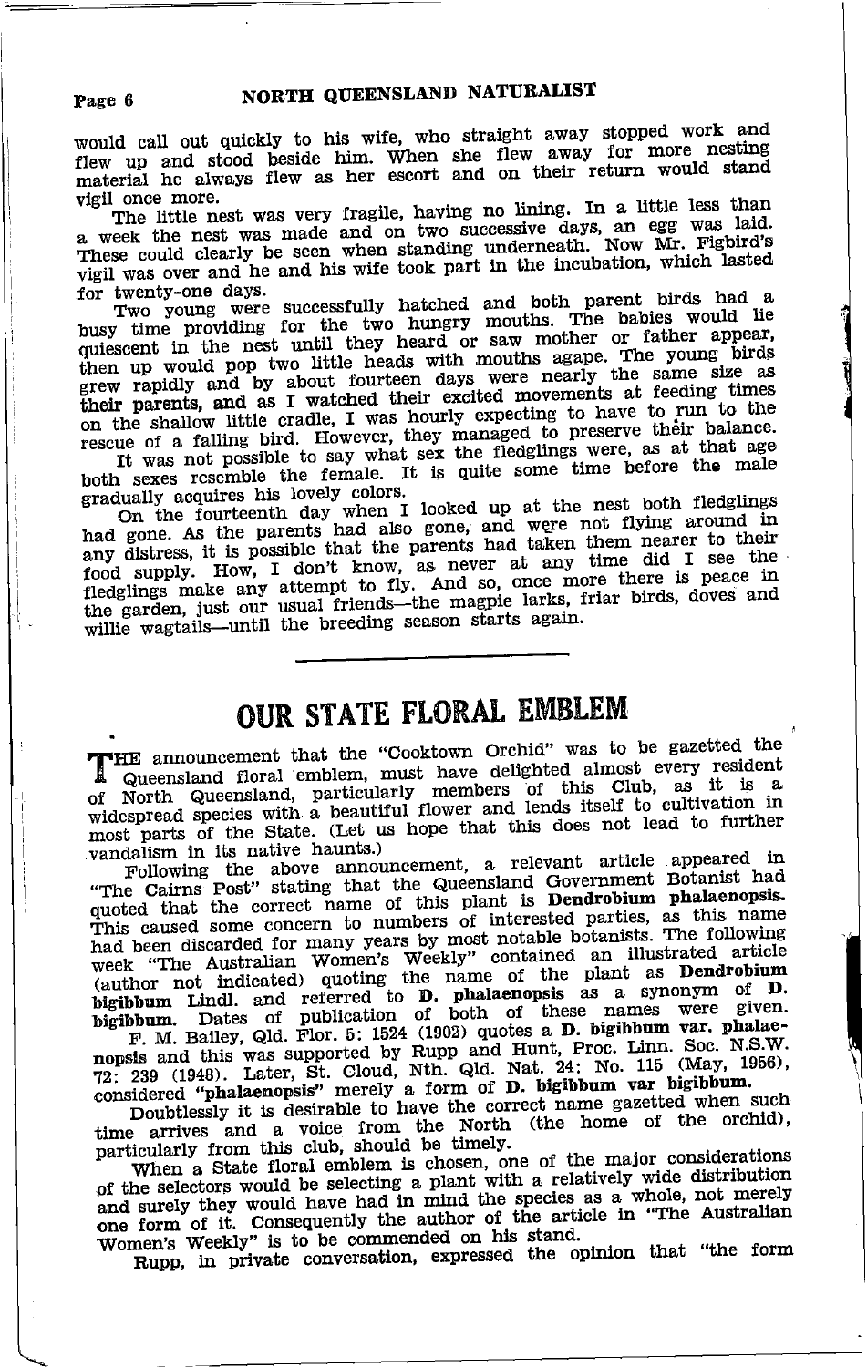would call out quickly to his wife, who straight away stopped work and flew up and stood beside him. When she flew away for more nesting material he always flew as her escort and on their return would stand vigil once more.

The little nest was very fragile, having no lining. In a little less than a week the nest was made and on two successive days, an egg was laid. These could clearly be seen when standing underneath. Now Mr. Figbird's vigil was over and he and his wife took part in the incubation, which lasted for twenty-one days.

Two young were successfully hatched and both parent birds had a busy time providing for the two hungry mouths. The babies would lie quiescent in the nest until they heard or saw mother or father appear, then up would pop two little heads with mouths agape. The young birds grew rapidly and by about fourteen days were nearly the same size as their parents, and as I watched their excited movements at feeding times on the shallow little cradle, I was hourly expecting to have to run to the rescue of a falling bird. However, they managed to preserve their balance.

It was not possible to say what sex the fledglings were, as at that age both sexes resemble the female. It is quite some time before the male gradually acquires his lovely colors.

On the fourteenth day when I looked up at the nest both fledglings had gone. As the parents had also gone, and were not flying around in any distress, it is possible that the parents had taken them nearer to their food supply. How, I don't know, as never at any time did I see the fledglings make any attempt to fly. And so, once more there is peace in the garden, just our usual friends—the magpie larks, friar birds, doves and willie wagtails—until the breeding season starts again.

---

# OUR STATE FLORAL EMBLEM

THE announcement that the "Cooktown Orchid" was to be gazetted the Queensland floral emblem, must have delighted almost every resident of North Queensland, particularly members of this Club, as it is a widespread species with a beautiful flower and lends itself to cultivation in most parts of the State. (Let us hope that this does not lead to further vandalism in its native haunts.)

Following the above announcement, a relevant article appeared in "The Cairns Post" stating that the Queensland Government Botanist had quoted that the correct name of this plant is **Dendrobium phalaenopsis.** This caused some concern to numbers of interested parties, as this name had been discarded for many years by most notable botanists. The following week "The Australian Women's Weekly" contained an illustrated article (author not indicated) quoting the name of the plant as **Dendrobium bigibbum** Lindl. and referred to **D. phalaenopsis** as a synonym of **D. bigibbum.** Dates of publication of both of these names were given.

F. M. Bailey, Qld. Flor. 5: 1524 (1902) quotes a **D. bigibbum var. phalaenopsis** and this was supported by Rupp and Hunt, Proc. Linn. Soc. N.S.W. 72: 239 (1948). Later, St. Cloud, Nth. Qld. Nat. 24: No. 115 (May, 1956), considered "**phalaenopsis**" merely a form of **D. bigibbum var bigibbum.**

Doubtlessly it is desirable to have the correct name gazetted when such time arrives and a voice from the North (the home of the orchid), particularly from this club, should be timely.

When a State floral emblem is chosen, one of the major considerations of the selectors would be selecting a plant with a relatively wide distribution and surely they would have had in mind the species as a whole, not merely one form of it. Consequently the author of the article in "The Australian Women's Weekly" is to be commended on his stand.

Rupp, in private conversation, expressed the opinion that "the form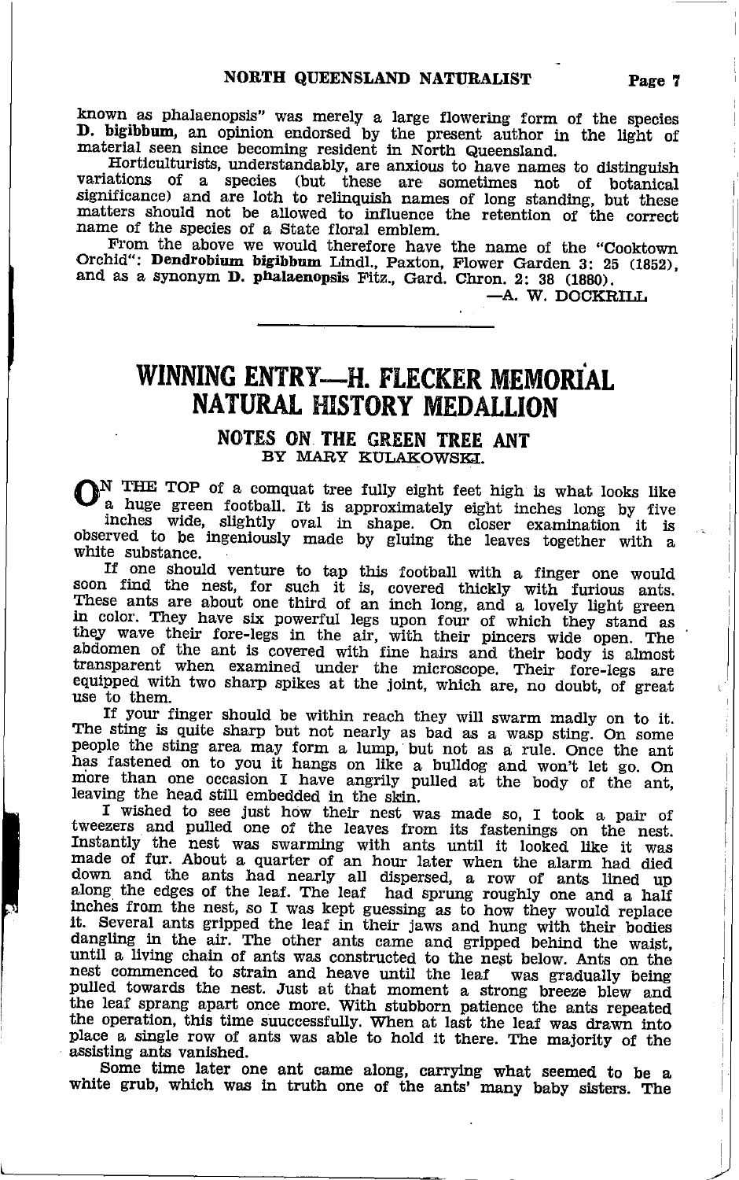known as phalaenopsis" was merely a large flowering form of the species **D. bigibbum**, an opinion endorsed by the present author in the light of material seen since becoming resident in North Queensland.

Horticulturists, understandably, are anxious to have names to distinguish variations of a species (but these are sometimes not of botanical significance) and are loth to relinquish names of long standing, but these matters should not be allowed to influence the retention of the correct name of the species of a State floral emblem.

From the above we would therefore have the name of the "Cooktown Orchid": **Dendrobium bigibbum** Lindl., Paxton, Flower Garden 3: 25 (1852), and as a synonym **D. phalaenopsis** Fitz., Gard. Chron. 2: 38 (1880).

—A. W. DOCKRILL

---

# WINNING ENTRY—H. FLECKER MEMORIAL NATURAL HISTORY MEDALLION

## NOTES ON THE GREEN TREE ANT

BY MARY KULAKOWSKI.

ON THE TOP of a comquat tree fully eight feet high is what looks like a huge green football. It is approximately eight inches long by five inches wide, slightly oval in shape. On closer examination it is observed to be ingeniously made by gluing the leaves together with a white substance.

If one should venture to tap this football with a finger one would soon find the nest, for such it is, covered thickly with furious ants. These ants are about one third of an inch long, and a lovely light green in color. They have six powerful legs upon four of which they stand as they wave their fore-legs in the air, with their pincers wide open. The abdomen of the ant is covered with fine hairs and their body is almost transparent when examined under the microscope. Their fore-legs are equipped with two sharp spikes at the joint, which are, no doubt, of great use to them.

If your finger should be within reach they will swarm madly on to it. The sting is quite sharp but not nearly as bad as a wasp sting. On some people the sting area may form a lump, but not as a rule. Once the ant has fastened on to you it hangs on like a bulldog and won't let go. On more than one occasion I have angrily pulled at the body of the ant, leaving the head still embedded in the skin.

I wished to see just how their nest was made so, I took a pair of tweezers and pulled one of the leaves from its fastenings on the nest. Instantly the nest was swarming with ants until it looked like it was made of fur. About a quarter of an hour later when the alarm had died down and the ants had nearly all dispersed, a row of ants lined up along the edges of the leaf. The leaf had sprung roughly one and a half inches from the nest, so I was kept guessing as to how they would replace it. Several ants gripped the leaf in their jaws and hung with their bodies dangling in the air. The other ants came and gripped behind the waist, until a living chain of ants was constructed to the nest below. Ants on the nest commenced to strain and heave until the leaf was gradually being pulled towards the nest. Just at that moment a strong breeze blew and the leaf sprang apart once more. With stubborn patience the ants repeated the operation, this time suuccessfully. When at last the leaf was drawn into place a single row of ants was able to hold it there. The majority of the assisting ants vanished.

Some time later one ant came along, carrying what seemed to be a white grub, which was in truth one of the ants' many baby sisters. The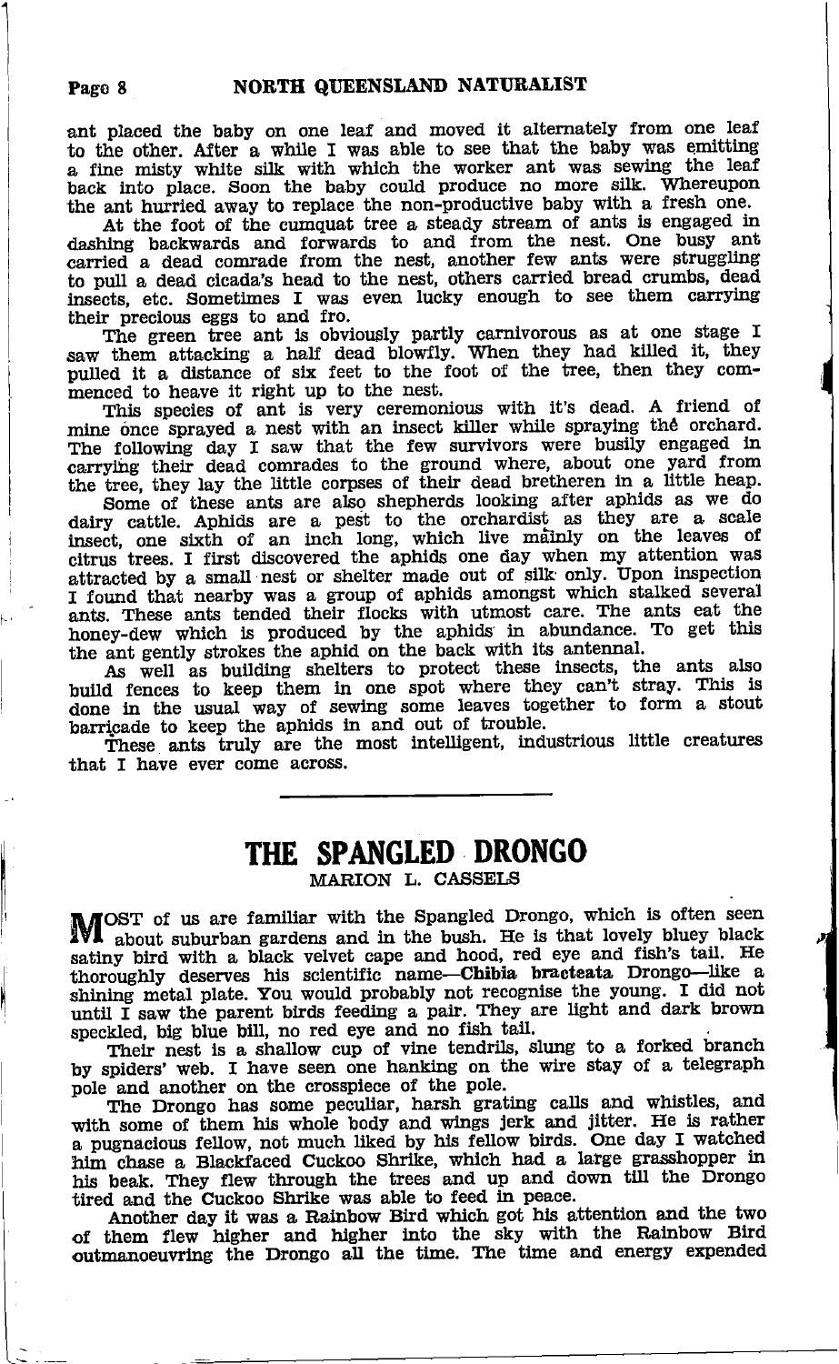ant placed the baby on one leaf and moved it alternately from one leaf to the other. After a while I was able to see that the baby was emitting a fine misty white silk with which the worker ant was sewing the leaf back into place. Soon the baby could produce no more silk. Whereupon the ant hurried away to replace the non-productive baby with a fresh one.

At the foot of the cumquat tree a steady stream of ants is engaged in dashing backwards and forwards to and from the nest. One busy ant carried a dead comrade from the nest, another few ants were struggling to pull a dead cicada's head to the nest, others carried bread crumbs, dead insects, etc. Sometimes I was even lucky enough to see them carrying their precious eggs to and fro.

The green tree ant is obviously partly carnivorous as at one stage I saw them attacking a half dead blowfly. When they had killed it, they pulled it a distance of six feet to the foot of the tree, then they commenced to heave it right up to the nest.

This species of ant is very ceremonious with it's dead. A friend of mine once sprayed a nest with an insect killer while spraying thé orchard. The following day I saw that the few survivors were busily engaged in carrying their dead comrades to the ground where, about one yard from the tree, they lay the little corpses of their dead bretheren in a little heap.

Some of these ants are also shepherds looking after aphids as we do dairy cattle. Aphids are a pest to the orchardist as they are a scale insect, one sixth of an inch long, which live mainly on the leaves of citrus trees. I first discovered the aphids one day when my attention was attracted by a small nest or shelter made out of silk only. Upon inspection I found that nearby was a group of aphids amongst which stalked several ants. These ants tended their flocks with utmost care. The ants eat the honey-dew which is produced by the aphids in abundance. To get this the ant gently strokes the aphid on the back with its antennal.

As well as building shelters to protect these insects, the ants also build fences to keep them in one spot where they can't stray. This is done in the usual way of sewing some leaves together to form a stout barricade to keep the aphids in and out of trouble.

These ants truly are the most intelligent, industrious little creatures that I have ever come across.

---

# THE SPANGLED DRONGO

MARION L. CASSELS

MOST of us are familiar with the Spangled Drongo, which is often seen about suburban gardens and in the bush. He is that lovely bluey black satiny bird with a black velvet cape and hood, red eye and fish's tail. He thoroughly deserves his scientific name—**Chibia bracteata** Drongo—like a shining metal plate. You would probably not recognise the young. I did not until I saw the parent birds feeding a pair. They are light and dark brown speckled, big blue bill, no red eye and no fish tail.

Their nest is a shallow cup of vine tendrils, slung to a forked branch by spiders' web. I have seen one hanking on the wire stay of a telegraph pole and another on the crosspiece of the pole.

The Drongo has some peculiar, harsh grating calls and whistles, and with some of them his whole body and wings jerk and jitter. He is rather a pugnacious fellow, not much liked by his fellow birds. One day I watched him chase a Blackfaced Cuckoo Shrike, which had a large grasshopper in his beak. They flew through the trees and up and down till the Drongo tired and the Cuckoo Shrike was able to feed in peace.

Another day it was a Rainbow Bird which got his attention and the two of them flew higher and higher into the sky with the Rainbow Bird outmanoeuvring the Drongo all the time. The time and energy expended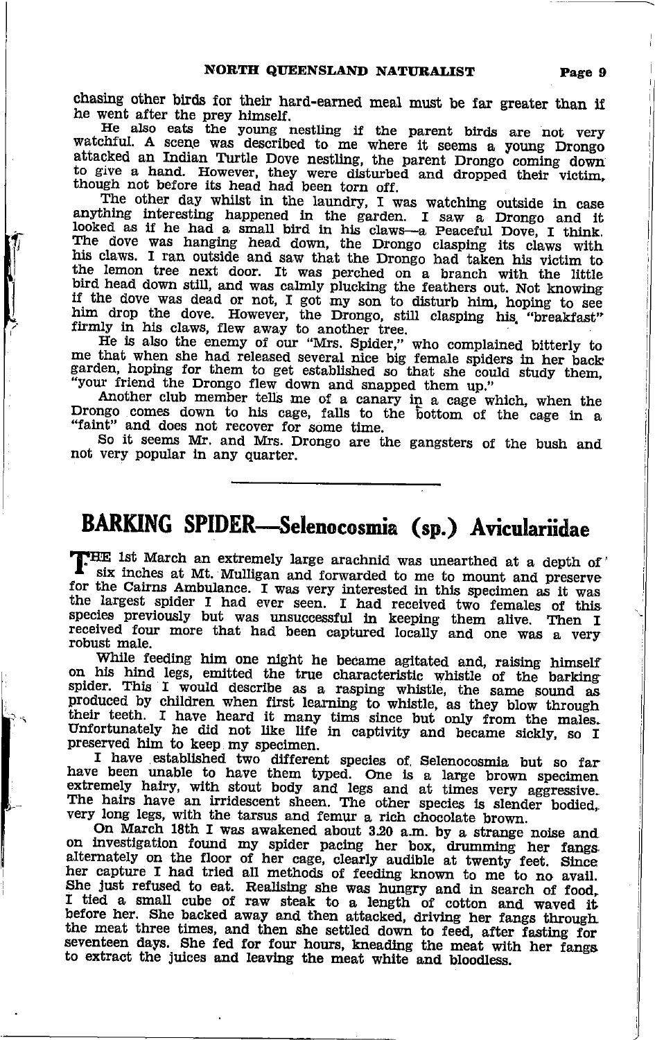chasing other birds for their hard-earned meal must be far greater than if he went after the prey himself.

He also eats the young nestling if the parent birds are not very watchful. A scene was described to me where it seems a young Drongo attacked an Indian Turtle Dove nestling, the parent Drongo coming down to give a hand. However, they were disturbed and dropped their victim, though not before its head had been torn off.

The other day whilst in the laundry, I was watching outside in case anything interesting happened in the garden. I saw a Drongo and it looked as if he had a small bird in his claws—a Peaceful Dove, I think. The dove was hanging head down, the Drongo clasping its claws with his claws. I ran outside and saw that the Drongo had taken his victim to the lemon tree next door. It was perched on a branch with the little bird head down still, and was calmly plucking the feathers out. Not knowing if the dove was dead or not, I got my son to disturb him, hoping to see him drop the dove. However, the Drongo, still clasping his "breakfast" firmly in his claws, flew away to another tree.

He is also the enemy of our "Mrs. Spider," who complained bitterly to me that when she had released several nice big female spiders in her back garden, hoping for them to get established so that she could study them, "your friend the Drongo flew down and snapped them up."

Another club member tells me of a canary in a cage which, when the Drongo comes down to his cage, falls to the bottom of the cage in a "faint" and does not recover for some time.

So it seems Mr. and Mrs. Drongo are the gangsters of the bush and not very popular in any quarter.

---

# BARKING SPIDER—Selenocosmia (sp.) Aviculariidae

THE 1st March an extremely large arachnid was unearthed at a depth of six inches at Mt. Mulligan and forwarded to me to mount and preserve for the Cairns Ambulance. I was very interested in this specimen as it was the largest spider I had ever seen. I had received two females of this species previously but was unsuccessful in keeping them alive. Then I received four more that had been captured locally and one was a very robust male.

While feeding him one night he became agitated and, raising himself on his hind legs, emitted the true characteristic whistle of the barking spider. This I would describe as a rasping whistle, the same sound as produced by children when first learning to whistle, as they blow through their teeth. I have heard it many tims since but only from the males. Unfortunately he did not like life in captivity and became sickly, so I preserved him to keep my specimen.

I have established two different species of Selenocosmia but so far have been unable to have them typed. One is a large brown specimen extremely hairy, with stout body and legs and at times very aggressive. The hairs have an irridescent sheen. The other species is slender bodied, very long legs, with the tarsus and femur a rich chocolate brown.

On March 18th I was awakened about 3.20 a.m. by a strange noise and on investigation found my spider pacing her box, drumming her fangs alternately on the floor of her cage, clearly audible at twenty feet. Since her capture I had tried all methods of feeding known to me to no avail. She just refused to eat. Realising she was hungry and in search of food, I tied a small cube of raw steak to a length of cotton and waved it before her. She backed away and then attacked, driving her fangs through the meat three times, and then she settled down to feed, after fasting for seventeen days. She fed for four hours, kneading the meat with her fangs to extract the juices and leaving the meat white and bloodless.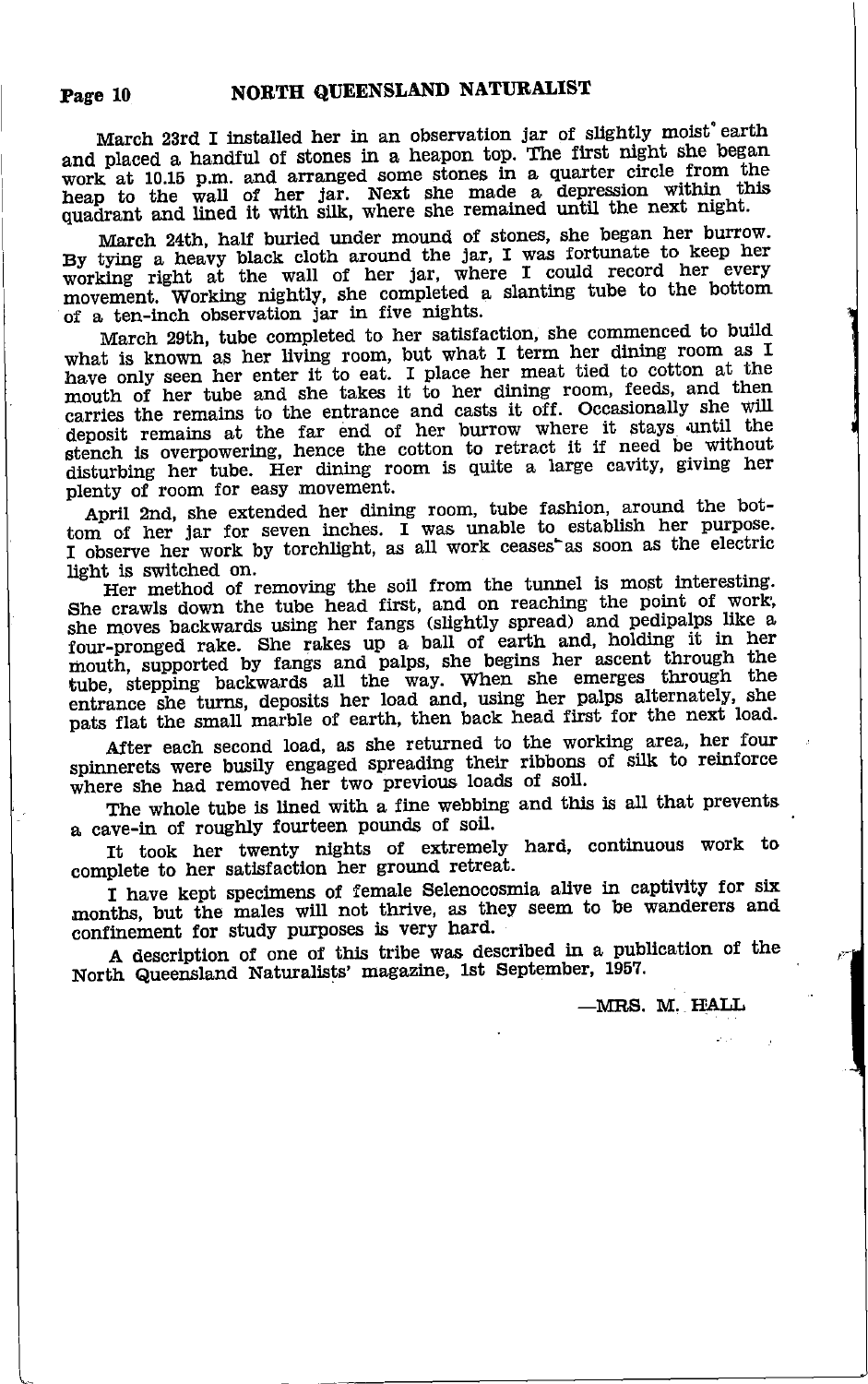March 23rd I installed her in an observation jar of slightly moist earth and placed a handful of stones in a heapon top. The first night she began work at 10.15 p.m. and arranged some stones in a quarter circle from the heap to the wall of her jar. Next she made a depression within this quadrant and lined it with silk, where she remained until the next night.

March 24th, half buried under mound of stones, she began her burrow. By tying a heavy black cloth around the jar, I was fortunate to keep her working right at the wall of her jar, where I could record her every movement. Working nightly, she completed a slanting tube to the bottom of a ten-inch observation jar in five nights.

March 29th, tube completed to her satisfaction, she commenced to build what is known as her living room, but what I term her dining room as I have only seen her enter it to eat. I place her meat tied to cotton at the mouth of her tube and she takes it to her dining room, feeds, and then carries the remains to the entrance and casts it off. Occasionally she will deposit remains at the far end of her burrow where it stays until the stench is overpowering, hence the cotton to retract it if need be without disturbing her tube. Her dining room is quite a large cavity, giving her plenty of room for easy movement.

April 2nd, she extended her dining room, tube fashion, around the bottom of her jar for seven inches. I was unable to establish her purpose. I observe her work by torchlight, as all work ceases as soon as the electric light is switched on.

Her method of removing the soil from the tunnel is most interesting. She crawls down the tube head first, and on reaching the point of work, she moves backwards using her fangs (slightly spread) and pedipalps like a four-pronged rake. She rakes up a ball of earth and, holding it in her mouth, supported by fangs and palps, she begins her ascent through the tube, stepping backwards all the way. When she emerges through the entrance she turns, deposits her load and, using her palps alternately, she pats flat the small marble of earth, then back head first for the next load.

After each second load, as she returned to the working area, her four spinnerets were busily engaged spreading their ribbons of silk to reinforce where she had removed her two previous loads of soil.

The whole tube is lined with a fine webbing and this is all that prevents a cave-in of roughly fourteen pounds of soil.

It took her twenty nights of extremely hard, continuous work to complete to her satisfaction her ground retreat.

I have kept specimens of female Selenocosmia alive in captivity for six months, but the males will not thrive, as they seem to be wanderers and confinement for study purposes is very hard.

A description of one of this tribe was described in a publication of the North Queensland Naturalists' magazine, 1st September, 1957.

—MRS. M. HALL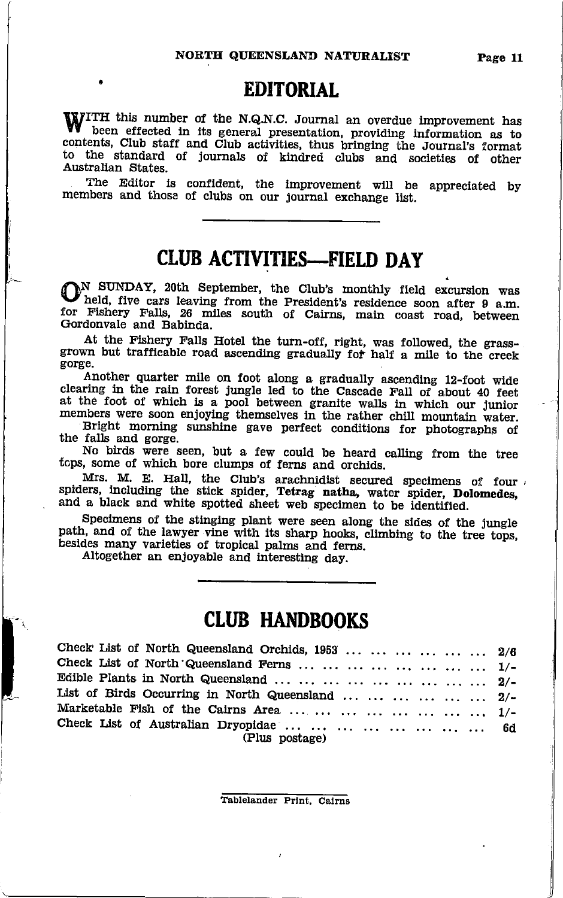# EDITORIAL

With this number of the N.Q.N.C. Journal an overdue improvement has been effected in its general presentation, providing information as to contents, Club staff and Club activities, thus bringing the Journal's format to the standard of journals of kindred clubs and societies of other Australian States.

The Editor is confident, the improvement will be appreciated by members and those of clubs on our journal exchange list.

---

# CLUB ACTIVITIES—FIELD DAY

On SUNDAY, 20th September, the Club's monthly field excursion was held, five cars leaving from the President's residence soon after 9 a.m. for Fishery Falls, 26 miles south of Cairns, main coast road, between Gordonvale and Babinda.

At the Fishery Falls Hotel the turn-off, right, was followed, the grass-grown but trafficable road ascending gradually for half a mile to the creek gorge.

Another quarter mile on foot along a gradually ascending 12-foot wide clearing in the rain forest jungle led to the Cascade Fall of about 40 feet at the foot of which is a pool between granite walls in which our junior members were soon enjoying themselves in the rather chill mountain water.

Bright morning sunshine gave perfect conditions for photographs of the falls and gorge.

No birds were seen, but a few could be heard calling from the tree tops, some of which bore clumps of ferns and orchids.

Mrs. M. E. Hall, the Club's arachnidist secured specimens of four spiders, including the stick spider, **Tetrag natha,** water spider, **Dolomedes,** and a black and white spotted sheet web specimen to be identified.

Specimens of the stinging plant were seen along the sides of the jungle path, and of the lawyer vine with its sharp hooks, climbing to the tree tops, besides many varieties of tropical palms and ferns.

Altogether an enjoyable and interesting day.

---

# CLUB HANDBOOKS

| | |
|---|---|
| Check List of North Queensland Orchids, 1953 | 2/6 |
| Check List of North Queensland Ferns | 1/- |
| Edible Plants in North Queensland | 2/- |
| List of Birds Occurring in North Queensland | 2/- |
| Marketable Fish of the Cairns Area | 1/- |
| Check List of Australian Dryopidae | 6d |

(Plus postage)

Tablelander Print, Cairns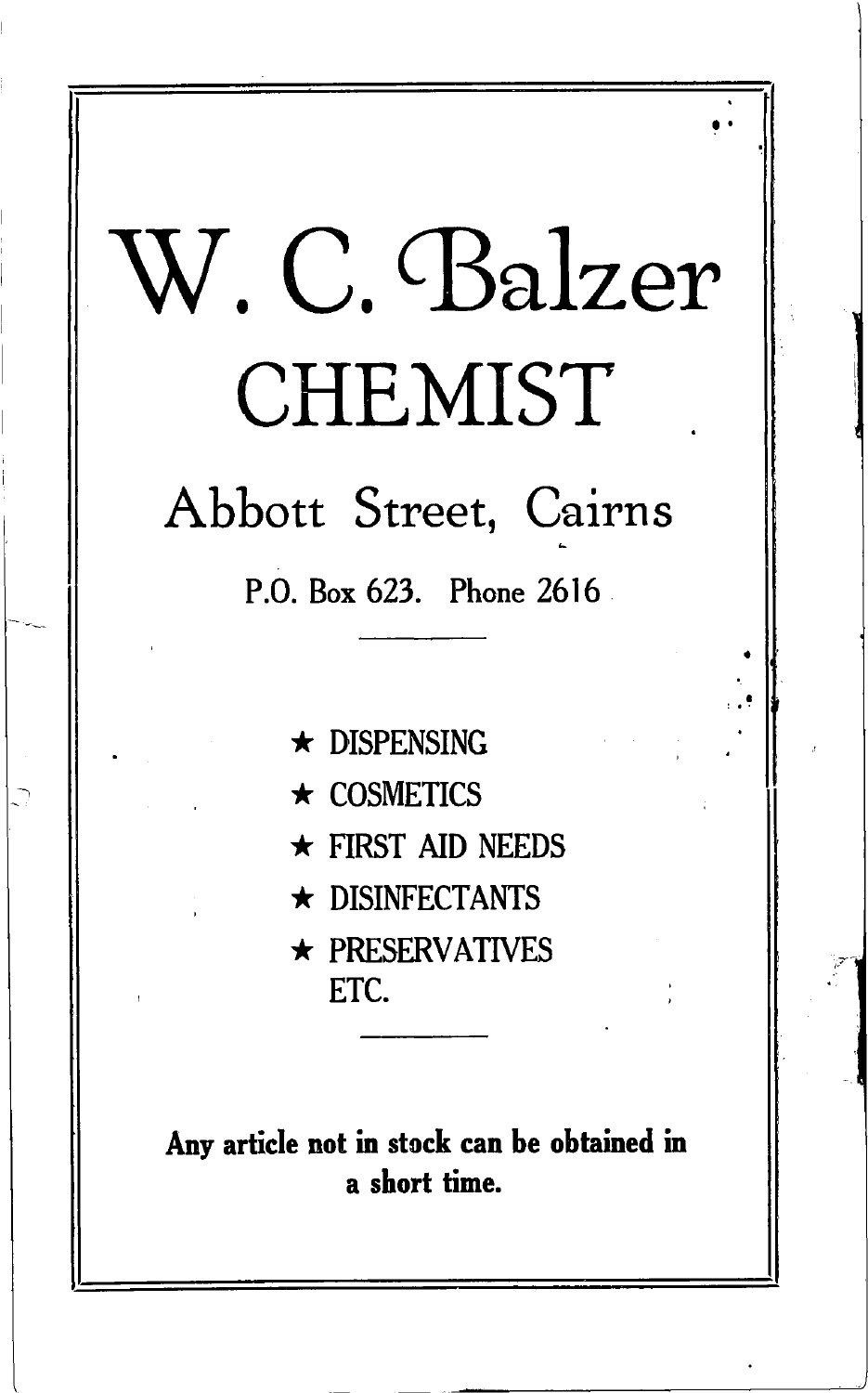# W. C. Balzer

## CHEMIST

### Abbott Street, Cairns

P.O. Box 623. Phone 2616

---

- ★ DISPENSING
- ★ COSMETICS
- ★ FIRST AID NEEDS
- ★ DISINFECTANTS
- ★ PRESERVATIVES ETC.

---

**Any article not in stock can be obtained in a short time.**